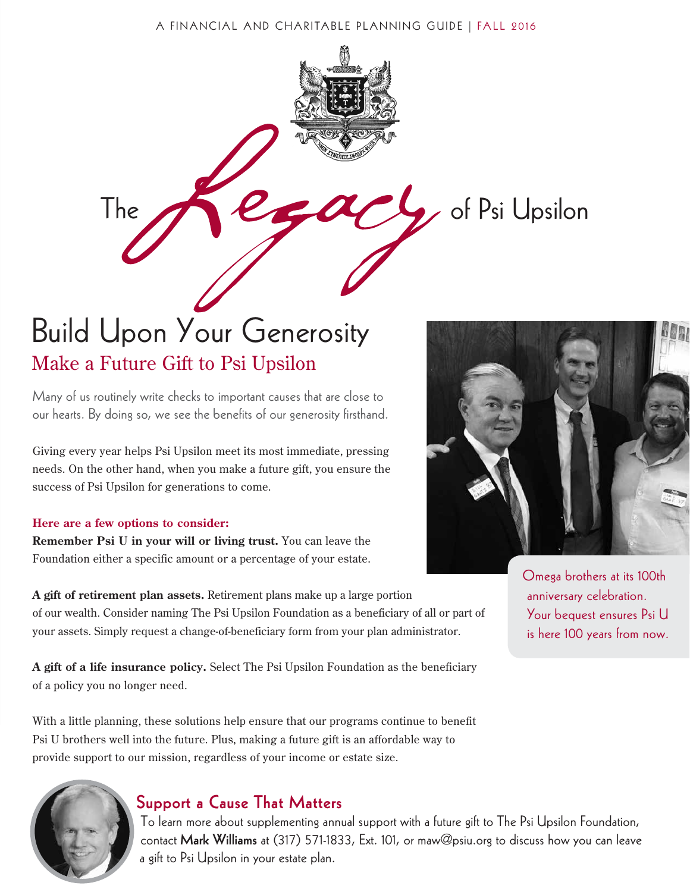A FINANCIAL AND CHARITABLE PLANNING GUIDE | FALL 2016

# The Legacy of Psi Upsilon

## Build Upon Your Generosity

### Make a Future Gift to Psi Upsilon

Many of us routinely write checks to important causes that are close to our hearts. By doing so, we see the benefits of our generosity firsthand.

Giving every year helps Psi Upsilon meet its most immediate, pressing needs. On the other hand, when you make a future gift, you ensure the success of Psi Upsilon for generations to come.

**Here are a few options to consider:**

**Remember Psi U in your will or living trust.** You can leave the Foundation either a specific amount or a percentage of your estate.

**A gift of retirement plan assets.** Retirement plans make up a large portion of our wealth. Consider naming The Psi Upsilon Foundation as a beneficiary of all or part of your assets. Simply request a change-of-beneficiary form from your plan administrator.

**A gift of a life insurance policy.** Select The Psi Upsilon Foundation as the beneficiary of a policy you no longer need.

With a little planning, these solutions help ensure that our programs continue to benefit Psi U brothers well into the future. Plus, making a future gift is an affordable way to provide support to our mission, regardless of your income or estate size.

Omega brothers at its 100th anniversary celebration. Your bequest ensures Psi U is here 100 years from now.

### Support a Cause That Matters

To learn more about supplementing annual support with a future gift to The Psi Upsilon Foundation, contact **Mark Williams** at (317) 571-1833, Ext. 101, or maw@psiu.org to discuss how you can leave a gift to Psi Upsilon in your estate plan.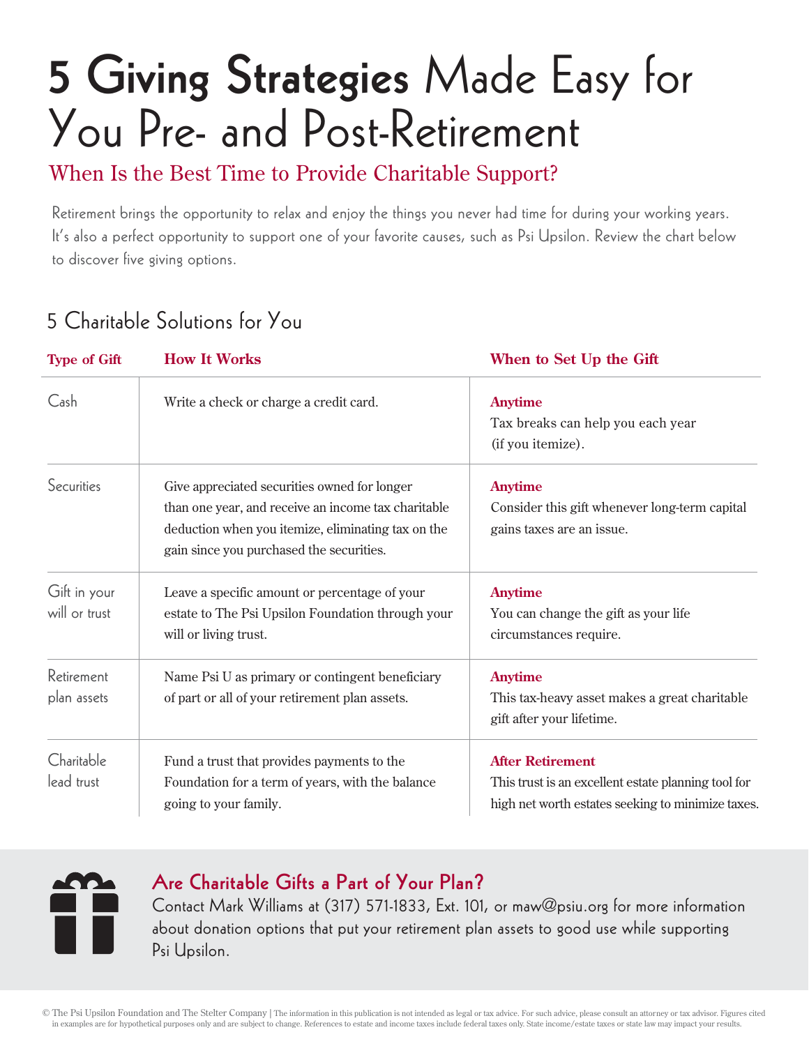# **5 Giving Strategies** Made Easy for You Pre- and Post-Retirement

## When Is the Best Time to Provide Charitable Support?

Retirement brings the opportunity to relax and enjoy the things you never had time for during your working years. It's also a perfect opportunity to support one of your favorite causes, such as Psi Upsilon. Review the chart below to discover five giving options.

### 5 Charitable Solutions for You

| Type of Gift | How It Works | When to Set Up the Gift |
|---|---|---|
| Cash | Write a check or charge a credit card. | **Anytime**<br>Tax breaks can help you each year (if you itemize). |
| Securities | Give appreciated securities owned for longer than one year, and receive an income tax charitable deduction when you itemize, eliminating tax on the gain since you purchased the securities. | **Anytime**<br>Consider this gift whenever long-term capital gains taxes are an issue. |
| Gift in your will or trust | Leave a specific amount or percentage of your estate to The Psi Upsilon Foundation through your will or living trust. | **Anytime**<br>You can change the gift as your life circumstances require. |
| Retirement plan assets | Name Psi U as primary or contingent beneficiary of part or all of your retirement plan assets. | **Anytime**<br>This tax-heavy asset makes a great charitable gift after your lifetime. |
| Charitable lead trust | Fund a trust that provides payments to the Foundation for a term of years, with the balance going to your family. | **After Retirement**<br>This trust is an excellent estate planning tool for high net worth estates seeking to minimize taxes. |

### Are Charitable Gifts a Part of Your Plan?

Contact Mark Williams at (317) 571-1833, Ext. 101, or maw@psiu.org for more information about donation options that put your retirement plan assets to good use while supporting Psi Upsilon.

© The Psi Upsilon Foundation and The Stelter Company | The information in this publication is not intended as legal or tax advice. For such advice, please consult an attorney or tax advisor. Figures cited in examples are for hypothetical purposes only and are subject to change. References to estate and income taxes include federal taxes only. State income/estate taxes or state law may impact your results.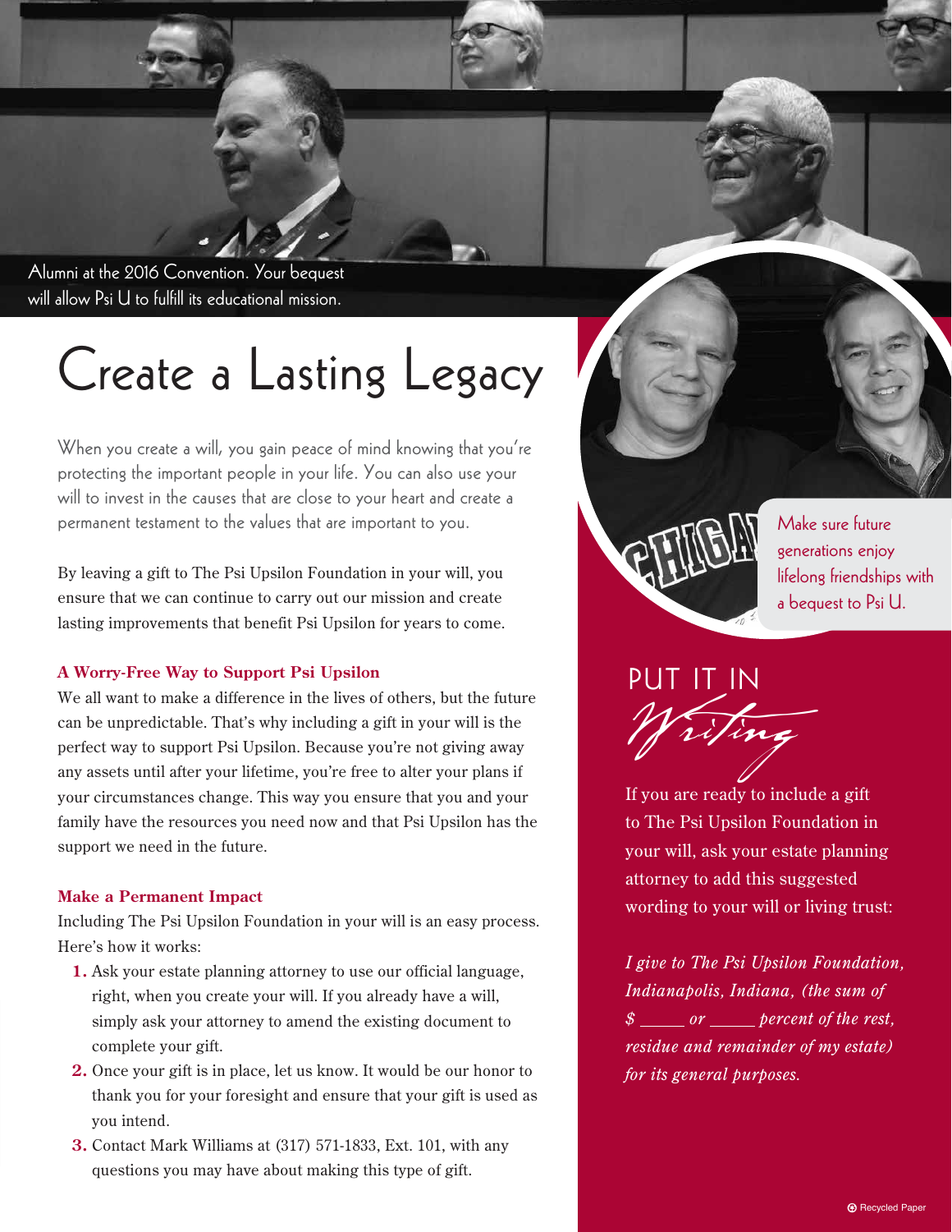Alumni at the 2016 Convention. Your bequest will allow Psi U to fulfill its educational mission.

# Create a Lasting Legacy

When you create a will, you gain peace of mind knowing that you're protecting the important people in your life. You can also use your will to invest in the causes that are close to your heart and create a permanent testament to the values that are important to you.

By leaving a gift to The Psi Upsilon Foundation in your will, you ensure that we can continue to carry out our mission and create lasting improvements that benefit Psi Upsilon for years to come.

### A Worry-Free Way to Support Psi Upsilon

We all want to make a difference in the lives of others, but the future can be unpredictable. That's why including a gift in your will is the perfect way to support Psi Upsilon. Because you're not giving away any assets until after your lifetime, you're free to alter your plans if your circumstances change. This way you ensure that you and your family have the resources you need now and that Psi Upsilon has the support we need in the future.

### Make a Permanent Impact

Including The Psi Upsilon Foundation in your will is an easy process. Here's how it works:

1. Ask your estate planning attorney to use our official language, right, when you create your will. If you already have a will, simply ask your attorney to amend the existing document to complete your gift.
2. Once your gift is in place, let us know. It would be our honor to thank you for your foresight and ensure that your gift is used as you intend.
3. Contact Mark Williams at (317) 571-1833, Ext. 101, with any questions you may have about making this type of gift.

Make sure future generations enjoy lifelong friendships with a bequest to Psi U.

## PUT IT IN *Writing*

If you are ready to include a gift to The Psi Upsilon Foundation in your will, ask your estate planning attorney to add this suggested wording to your will or living trust:

*I give to The Psi Upsilon Foundation, Indianapolis, Indiana, (the sum of $ _____ or _____ percent of the rest, residue and remainder of my estate) for its general purposes.*

Recycled Paper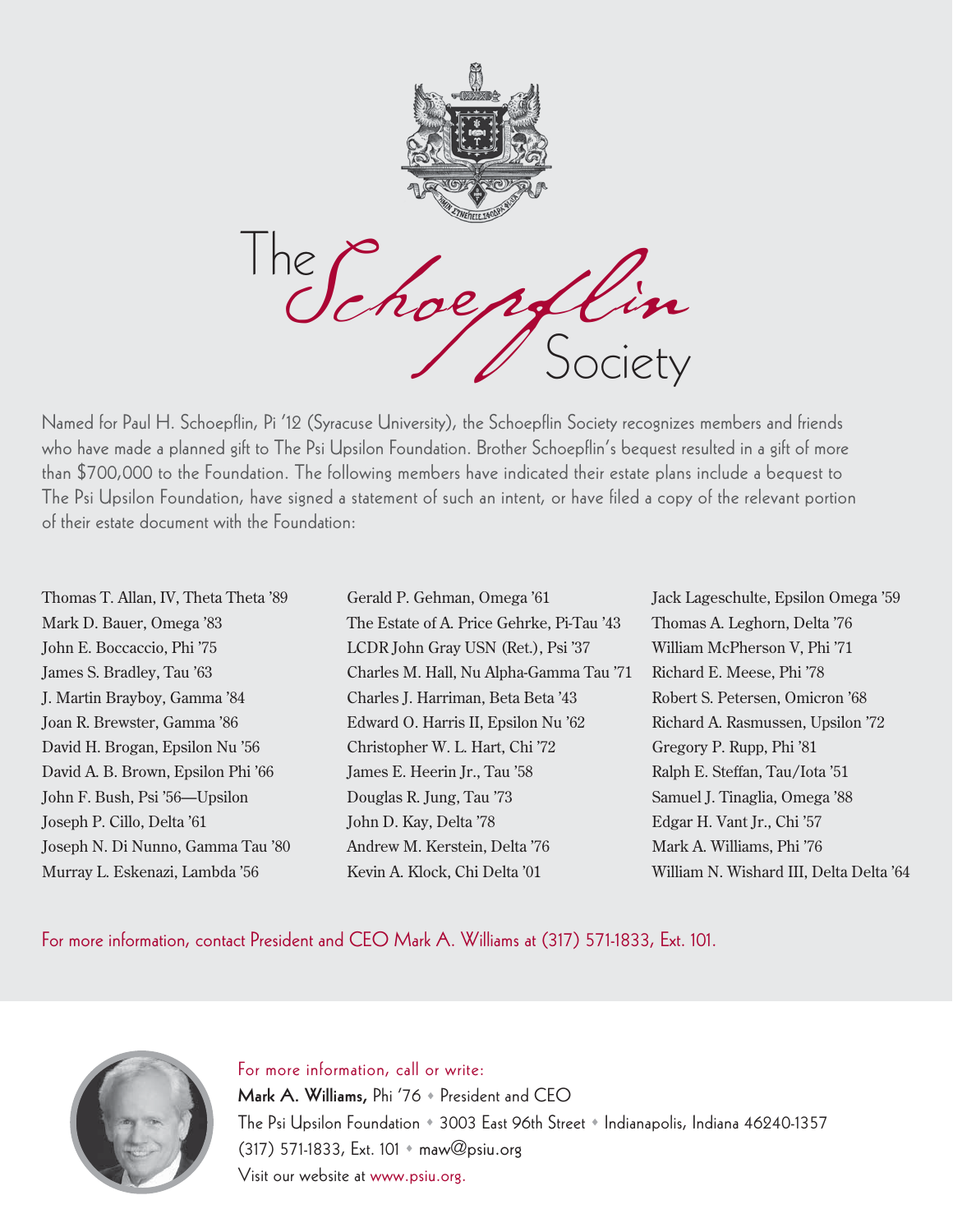# The Schoepflin Society

Named for Paul H. Schoepflin, Pi '12 (Syracuse University), the Schoepflin Society recognizes members and friends who have made a planned gift to The Psi Upsilon Foundation. Brother Schoepflin's bequest resulted in a gift of more than $700,000 to the Foundation. The following members have indicated their estate plans include a bequest to The Psi Upsilon Foundation, have signed a statement of such an intent, or have filed a copy of the relevant portion of their estate document with the Foundation:

Thomas T. Allan, IV, Theta Theta '89
Mark D. Bauer, Omega '83
John E. Boccaccio, Phi '75
James S. Bradley, Tau '63
J. Martin Brayboy, Gamma '84
Joan R. Brewster, Gamma '86
David H. Brogan, Epsilon Nu '56
David A. B. Brown, Epsilon Phi '66
John F. Bush, Psi '56—Upsilon
Joseph P. Cillo, Delta '61
Joseph N. Di Nunno, Gamma Tau '80
Murray L. Eskenazi, Lambda '56
Gerald P. Gehman, Omega '61
The Estate of A. Price Gehrke, Pi-Tau '43
LCDR John Gray USN (Ret.), Psi '37
Charles M. Hall, Nu Alpha-Gamma Tau '71
Charles J. Harriman, Beta Beta '43
Edward O. Harris II, Epsilon Nu '62
Christopher W. L. Hart, Chi '72
James E. Heerin Jr., Tau '58
Douglas R. Jung, Tau '73
John D. Kay, Delta '78
Andrew M. Kerstein, Delta '76
Kevin A. Klock, Chi Delta '01
Jack Lageschulte, Epsilon Omega '59
Thomas A. Leghorn, Delta '76
William McPherson V, Phi '71
Richard E. Meese, Phi '78
Robert S. Petersen, Omicron '68
Richard A. Rasmussen, Upsilon '72
Gregory P. Rupp, Phi '81
Ralph E. Steffan, Tau/Iota '51
Samuel J. Tinaglia, Omega '88
Edgar H. Vant Jr., Chi '57
Mark A. Williams, Phi '76
William N. Wishard III, Delta Delta '64

For more information, contact President and CEO Mark A. Williams at (317) 571-1833, Ext. 101.

For more information, call or write:
**Mark A. Williams,** Phi '76 • President and CEO
The Psi Upsilon Foundation • 3003 East 96th Street • Indianapolis, Indiana 46240-1357
(317) 571-1833, Ext. 101 • maw@psiu.org
Visit our website at www.psiu.org.